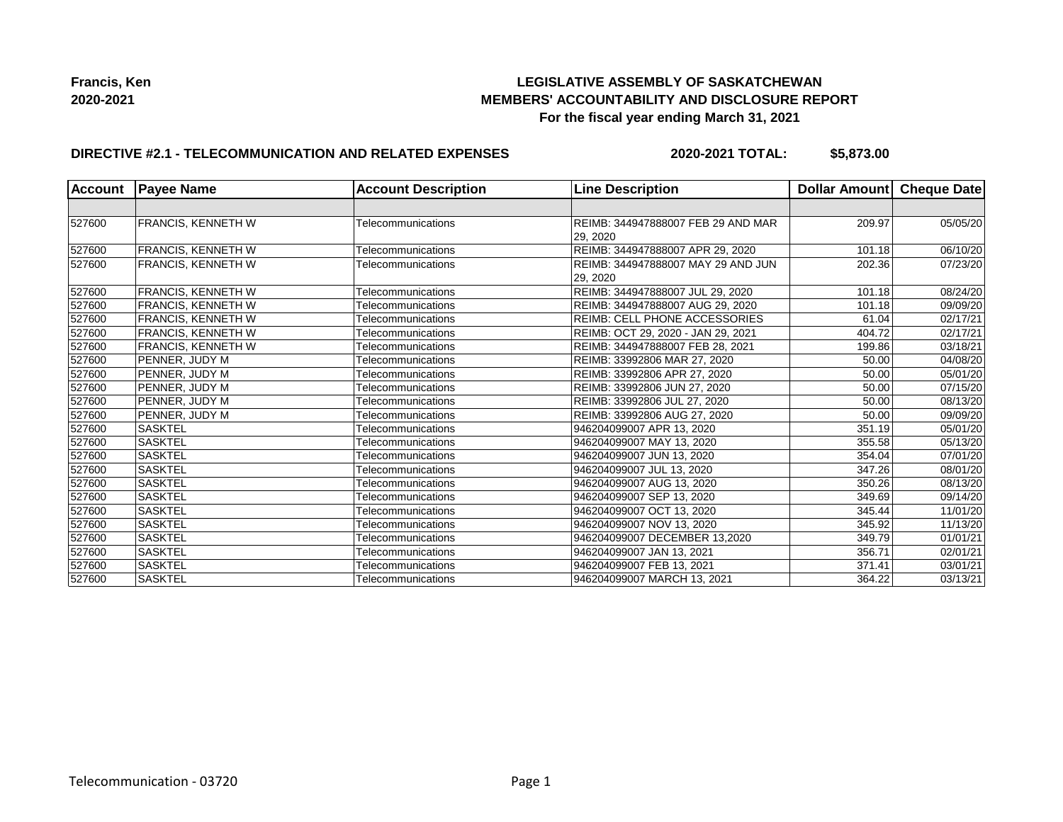**Francis, Ken**
**2020-2021**

# LEGISLATIVE ASSEMBLY OF SASKATCHEWAN
## MEMBERS' ACCOUNTABILITY AND DISCLOSURE REPORT
### For the fiscal year ending March 31, 2021

**DIRECTIVE #2.1 - TELECOMMUNICATION AND RELATED EXPENSES** **2020-2021 TOTAL: $5,873.00**

| Account | Payee Name | Account Description | Line Description | Dollar Amount | Cheque Date |
|---|---|---|---|---|---|
| | | | | | |
| 527600 | FRANCIS, KENNETH W | Telecommunications | REIMB: 344947888007 FEB 29 AND MAR 29, 2020 | 209.97 | 05/05/20 |
| 527600 | FRANCIS, KENNETH W | Telecommunications | REIMB: 344947888007 APR 29, 2020 | 101.18 | 06/10/20 |
| 527600 | FRANCIS, KENNETH W | Telecommunications | REIMB: 344947888007 MAY 29 AND JUN 29, 2020 | 202.36 | 07/23/20 |
| 527600 | FRANCIS, KENNETH W | Telecommunications | REIMB: 344947888007 JUL 29, 2020 | 101.18 | 08/24/20 |
| 527600 | FRANCIS, KENNETH W | Telecommunications | REIMB: 344947888007 AUG 29, 2020 | 101.18 | 09/09/20 |
| 527600 | FRANCIS, KENNETH W | Telecommunications | REIMB: CELL PHONE ACCESSORIES | 61.04 | 02/17/21 |
| 527600 | FRANCIS, KENNETH W | Telecommunications | REIMB: OCT 29, 2020 - JAN 29, 2021 | 404.72 | 02/17/21 |
| 527600 | FRANCIS, KENNETH W | Telecommunications | REIMB: 344947888007 FEB 28, 2021 | 199.86 | 03/18/21 |
| 527600 | PENNER, JUDY M | Telecommunications | REIMB: 33992806 MAR 27, 2020 | 50.00 | 04/08/20 |
| 527600 | PENNER, JUDY M | Telecommunications | REIMB: 33992806 APR 27, 2020 | 50.00 | 05/01/20 |
| 527600 | PENNER, JUDY M | Telecommunications | REIMB: 33992806 JUN 27, 2020 | 50.00 | 07/15/20 |
| 527600 | PENNER, JUDY M | Telecommunications | REIMB: 33992806 JUL 27, 2020 | 50.00 | 08/13/20 |
| 527600 | PENNER, JUDY M | Telecommunications | REIMB: 33992806 AUG 27, 2020 | 50.00 | 09/09/20 |
| 527600 | SASKTEL | Telecommunications | 946204099007 APR 13, 2020 | 351.19 | 05/01/20 |
| 527600 | SASKTEL | Telecommunications | 946204099007 MAY 13, 2020 | 355.58 | 05/13/20 |
| 527600 | SASKTEL | Telecommunications | 946204099007 JUN 13, 2020 | 354.04 | 07/01/20 |
| 527600 | SASKTEL | Telecommunications | 946204099007 JUL 13, 2020 | 347.26 | 08/01/20 |
| 527600 | SASKTEL | Telecommunications | 946204099007 AUG 13, 2020 | 350.26 | 08/13/20 |
| 527600 | SASKTEL | Telecommunications | 946204099007 SEP 13, 2020 | 349.69 | 09/14/20 |
| 527600 | SASKTEL | Telecommunications | 946204099007 OCT 13, 2020 | 345.44 | 11/01/20 |
| 527600 | SASKTEL | Telecommunications | 946204099007 NOV 13, 2020 | 345.92 | 11/13/20 |
| 527600 | SASKTEL | Telecommunications | 946204099007 DECEMBER 13,2020 | 349.79 | 01/01/21 |
| 527600 | SASKTEL | Telecommunications | 946204099007 JAN 13, 2021 | 356.71 | 02/01/21 |
| 527600 | SASKTEL | Telecommunications | 946204099007 FEB 13, 2021 | 371.41 | 03/01/21 |
| 527600 | SASKTEL | Telecommunications | 946204099007 MARCH 13, 2021 | 364.22 | 03/13/21 |

Telecommunication - 03720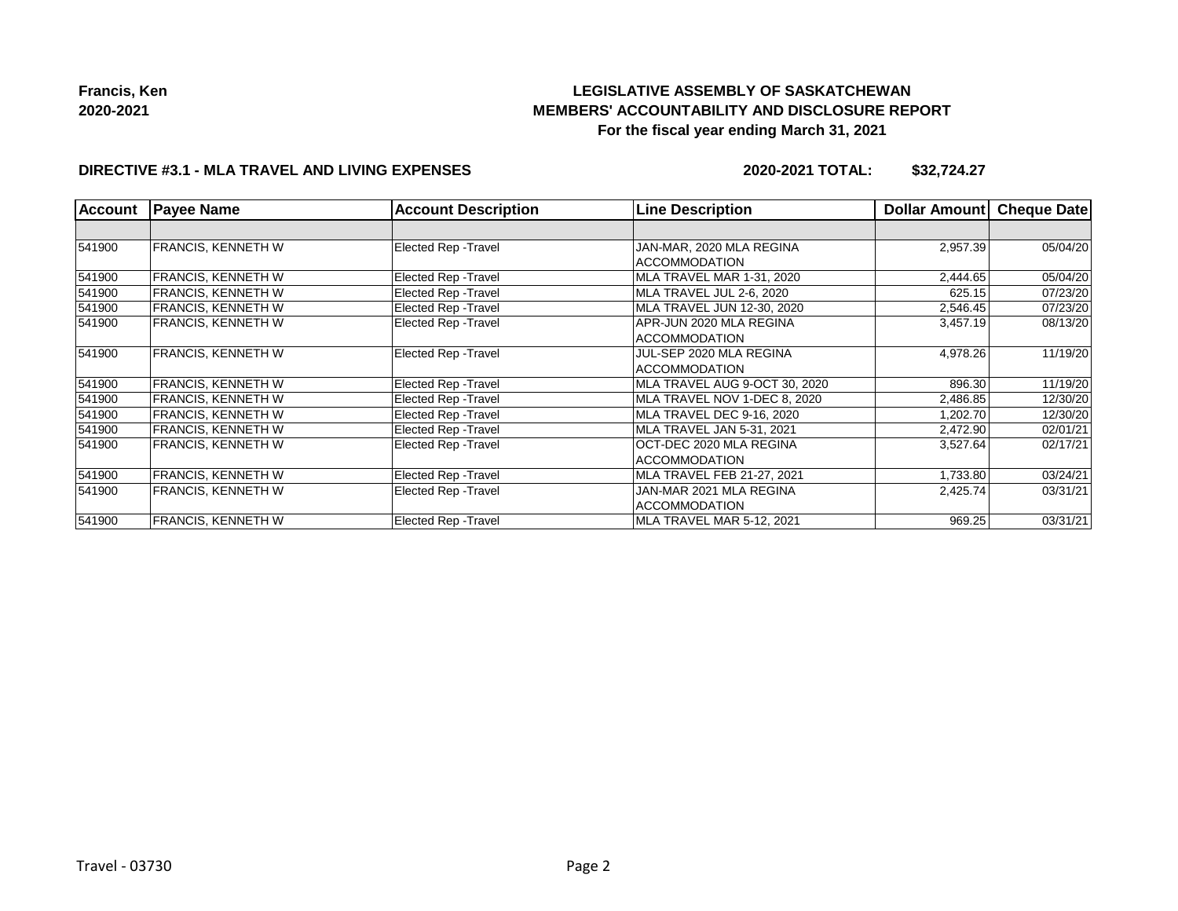**Francis, Ken**
**2020-2021**

# LEGISLATIVE ASSEMBLY OF SASKATCHEWAN
## MEMBERS' ACCOUNTABILITY AND DISCLOSURE REPORT
### For the fiscal year ending March 31, 2021

**DIRECTIVE #3.1 - MLA TRAVEL AND LIVING EXPENSES** **2020-2021 TOTAL: $32,724.27**

| Account | Payee Name | Account Description | Line Description | Dollar Amount | Cheque Date |
|---|---|---|---|---|---|
| | | | | | |
| 541900 | FRANCIS, KENNETH W | Elected Rep -Travel | JAN-MAR, 2020 MLA REGINA ACCOMMODATION | 2,957.39 | 05/04/20 |
| 541900 | FRANCIS, KENNETH W | Elected Rep -Travel | MLA TRAVEL MAR 1-31, 2020 | 2,444.65 | 05/04/20 |
| 541900 | FRANCIS, KENNETH W | Elected Rep -Travel | MLA TRAVEL JUL 2-6, 2020 | 625.15 | 07/23/20 |
| 541900 | FRANCIS, KENNETH W | Elected Rep -Travel | MLA TRAVEL JUN 12-30, 2020 | 2,546.45 | 07/23/20 |
| 541900 | FRANCIS, KENNETH W | Elected Rep -Travel | APR-JUN 2020 MLA REGINA ACCOMMODATION | 3,457.19 | 08/13/20 |
| 541900 | FRANCIS, KENNETH W | Elected Rep -Travel | JUL-SEP 2020 MLA REGINA ACCOMMODATION | 4,978.26 | 11/19/20 |
| 541900 | FRANCIS, KENNETH W | Elected Rep -Travel | MLA TRAVEL AUG 9-OCT 30, 2020 | 896.30 | 11/19/20 |
| 541900 | FRANCIS, KENNETH W | Elected Rep -Travel | MLA TRAVEL NOV 1-DEC 8, 2020 | 2,486.85 | 12/30/20 |
| 541900 | FRANCIS, KENNETH W | Elected Rep -Travel | MLA TRAVEL DEC 9-16, 2020 | 1,202.70 | 12/30/20 |
| 541900 | FRANCIS, KENNETH W | Elected Rep -Travel | MLA TRAVEL JAN 5-31, 2021 | 2,472.90 | 02/01/21 |
| 541900 | FRANCIS, KENNETH W | Elected Rep -Travel | OCT-DEC 2020 MLA REGINA ACCOMMODATION | 3,527.64 | 02/17/21 |
| 541900 | FRANCIS, KENNETH W | Elected Rep -Travel | MLA TRAVEL FEB 21-27, 2021 | 1,733.80 | 03/24/21 |
| 541900 | FRANCIS, KENNETH W | Elected Rep -Travel | JAN-MAR 2021 MLA REGINA ACCOMMODATION | 2,425.74 | 03/31/21 |
| 541900 | FRANCIS, KENNETH W | Elected Rep -Travel | MLA TRAVEL MAR 5-12, 2021 | 969.25 | 03/31/21 |

Travel - 03730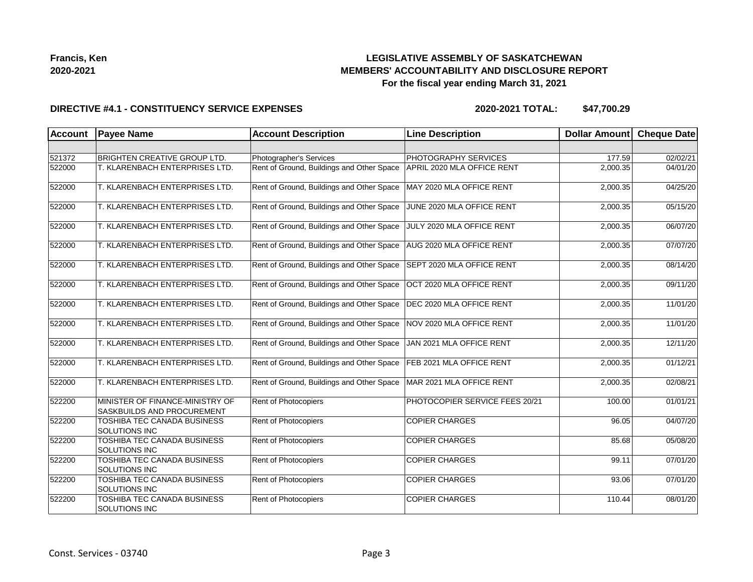**Francis, Ken**
**2020-2021**

**LEGISLATIVE ASSEMBLY OF SASKATCHEWAN**
**MEMBERS' ACCOUNTABILITY AND DISCLOSURE REPORT**
**For the fiscal year ending March 31, 2021**

**DIRECTIVE #4.1 - CONSTITUENCY SERVICE EXPENSES** **2020-2021 TOTAL: $47,700.29**

| Account | Payee Name | Account Description | Line Description | Dollar Amount | Cheque Date |
|---|---|---|---|---|---|
| | | | | | |
| 521372 | BRIGHTEN CREATIVE GROUP LTD. | Photographer's Services | PHOTOGRAPHY SERVICES | 177.59 | 02/02/21 |
| 522000 | T. KLARENBACH ENTERPRISES LTD. | Rent of Ground, Buildings and Other Space | APRIL 2020 MLA OFFICE RENT | 2,000.35 | 04/01/20 |
| 522000 | T. KLARENBACH ENTERPRISES LTD. | Rent of Ground, Buildings and Other Space | MAY 2020 MLA OFFICE RENT | 2,000.35 | 04/25/20 |
| 522000 | T. KLARENBACH ENTERPRISES LTD. | Rent of Ground, Buildings and Other Space | JUNE 2020 MLA OFFICE RENT | 2,000.35 | 05/15/20 |
| 522000 | T. KLARENBACH ENTERPRISES LTD. | Rent of Ground, Buildings and Other Space | JULY 2020 MLA OFFICE RENT | 2,000.35 | 06/07/20 |
| 522000 | T. KLARENBACH ENTERPRISES LTD. | Rent of Ground, Buildings and Other Space | AUG 2020 MLA OFFICE RENT | 2,000.35 | 07/07/20 |
| 522000 | T. KLARENBACH ENTERPRISES LTD. | Rent of Ground, Buildings and Other Space | SEPT 2020 MLA OFFICE RENT | 2,000.35 | 08/14/20 |
| 522000 | T. KLARENBACH ENTERPRISES LTD. | Rent of Ground, Buildings and Other Space | OCT 2020 MLA OFFICE RENT | 2,000.35 | 09/11/20 |
| 522000 | T. KLARENBACH ENTERPRISES LTD. | Rent of Ground, Buildings and Other Space | DEC 2020 MLA OFFICE RENT | 2,000.35 | 11/01/20 |
| 522000 | T. KLARENBACH ENTERPRISES LTD. | Rent of Ground, Buildings and Other Space | NOV 2020 MLA OFFICE RENT | 2,000.35 | 11/01/20 |
| 522000 | T. KLARENBACH ENTERPRISES LTD. | Rent of Ground, Buildings and Other Space | JAN 2021 MLA OFFICE RENT | 2,000.35 | 12/11/20 |
| 522000 | T. KLARENBACH ENTERPRISES LTD. | Rent of Ground, Buildings and Other Space | FEB 2021 MLA OFFICE RENT | 2,000.35 | 01/12/21 |
| 522000 | T. KLARENBACH ENTERPRISES LTD. | Rent of Ground, Buildings and Other Space | MAR 2021 MLA OFFICE RENT | 2,000.35 | 02/08/21 |
| 522200 | MINISTER OF FINANCE-MINISTRY OF SASKBUILDS AND PROCUREMENT | Rent of Photocopiers | PHOTOCOPIER SERVICE FEES 20/21 | 100.00 | 01/01/21 |
| 522200 | TOSHIBA TEC CANADA BUSINESS SOLUTIONS INC | Rent of Photocopiers | COPIER CHARGES | 96.05 | 04/07/20 |
| 522200 | TOSHIBA TEC CANADA BUSINESS SOLUTIONS INC | Rent of Photocopiers | COPIER CHARGES | 85.68 | 05/08/20 |
| 522200 | TOSHIBA TEC CANADA BUSINESS SOLUTIONS INC | Rent of Photocopiers | COPIER CHARGES | 99.11 | 07/01/20 |
| 522200 | TOSHIBA TEC CANADA BUSINESS SOLUTIONS INC | Rent of Photocopiers | COPIER CHARGES | 93.06 | 07/01/20 |
| 522200 | TOSHIBA TEC CANADA BUSINESS SOLUTIONS INC | Rent of Photocopiers | COPIER CHARGES | 110.44 | 08/01/20 |

Const. Services - 03740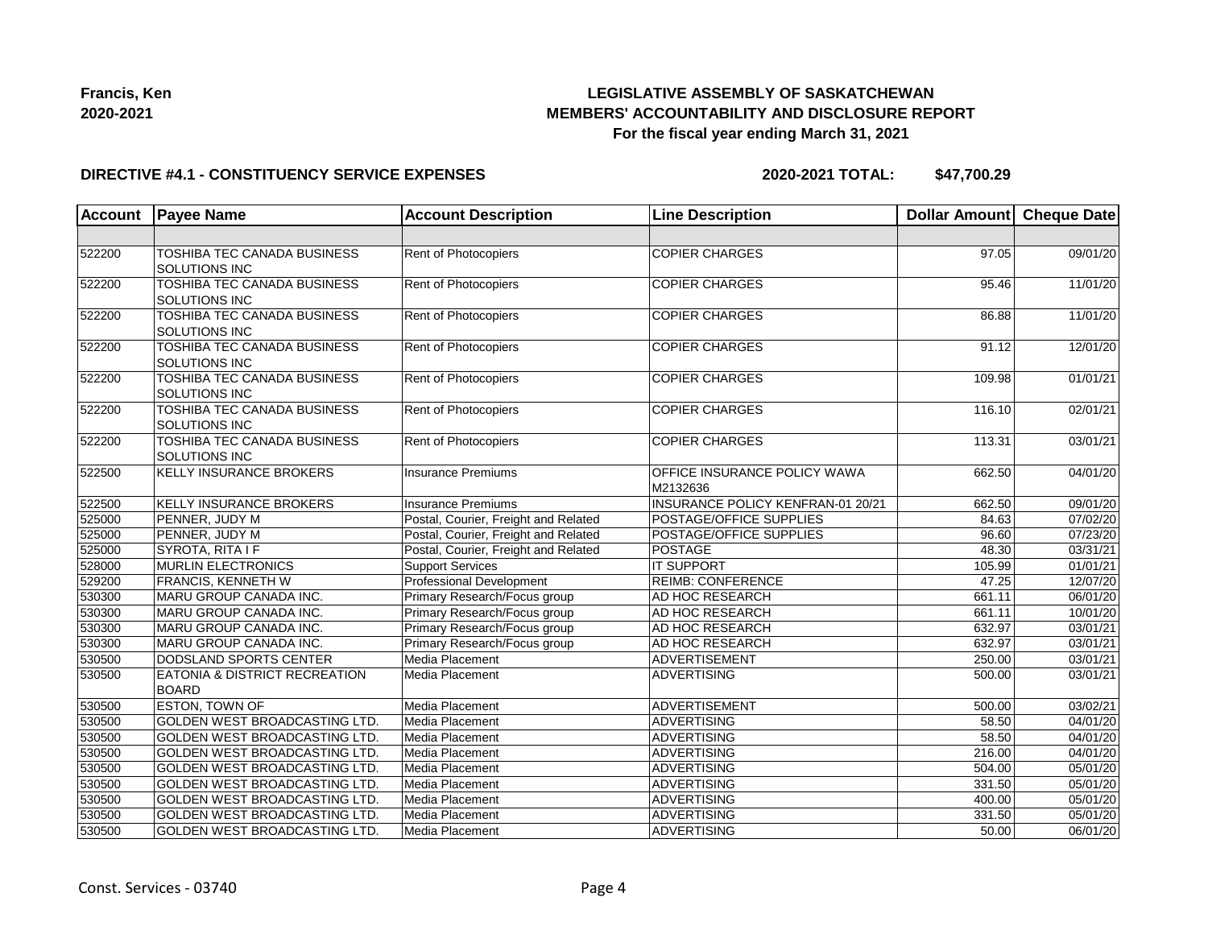**Francis, Ken**
**2020-2021**

**LEGISLATIVE ASSEMBLY OF SASKATCHEWAN**
**MEMBERS' ACCOUNTABILITY AND DISCLOSURE REPORT**
**For the fiscal year ending March 31, 2021**

**DIRECTIVE #4.1 - CONSTITUENCY SERVICE EXPENSES** **2020-2021 TOTAL: $47,700.29**

| Account | Payee Name | Account Description | Line Description | Dollar Amount | Cheque Date |
|---|---|---|---|---|---|
| | | | | | |
| 522200 | TOSHIBA TEC CANADA BUSINESS SOLUTIONS INC | Rent of Photocopiers | COPIER CHARGES | 97.05 | 09/01/20 |
| 522200 | TOSHIBA TEC CANADA BUSINESS SOLUTIONS INC | Rent of Photocopiers | COPIER CHARGES | 95.46 | 11/01/20 |
| 522200 | TOSHIBA TEC CANADA BUSINESS SOLUTIONS INC | Rent of Photocopiers | COPIER CHARGES | 86.88 | 11/01/20 |
| 522200 | TOSHIBA TEC CANADA BUSINESS SOLUTIONS INC | Rent of Photocopiers | COPIER CHARGES | 91.12 | 12/01/20 |
| 522200 | TOSHIBA TEC CANADA BUSINESS SOLUTIONS INC | Rent of Photocopiers | COPIER CHARGES | 109.98 | 01/01/21 |
| 522200 | TOSHIBA TEC CANADA BUSINESS SOLUTIONS INC | Rent of Photocopiers | COPIER CHARGES | 116.10 | 02/01/21 |
| 522200 | TOSHIBA TEC CANADA BUSINESS SOLUTIONS INC | Rent of Photocopiers | COPIER CHARGES | 113.31 | 03/01/21 |
| 522500 | KELLY INSURANCE BROKERS | Insurance Premiums | OFFICE INSURANCE POLICY WAWA M2132636 | 662.50 | 04/01/20 |
| 522500 | KELLY INSURANCE BROKERS | Insurance Premiums | INSURANCE POLICY KENFRAN-01 20/21 | 662.50 | 09/01/20 |
| 525000 | PENNER, JUDY M | Postal, Courier, Freight and Related | POSTAGE/OFFICE SUPPLIES | 84.63 | 07/02/20 |
| 525000 | PENNER, JUDY M | Postal, Courier, Freight and Related | POSTAGE/OFFICE SUPPLIES | 96.60 | 07/23/20 |
| 525000 | SYROTA, RITA I F | Postal, Courier, Freight and Related | POSTAGE | 48.30 | 03/31/21 |
| 528000 | MURLIN ELECTRONICS | Support Services | IT SUPPORT | 105.99 | 01/01/21 |
| 529200 | FRANCIS, KENNETH W | Professional Development | REIMB: CONFERENCE | 47.25 | 12/07/20 |
| 530300 | MARU GROUP CANADA INC. | Primary Research/Focus group | AD HOC RESEARCH | 661.11 | 06/01/20 |
| 530300 | MARU GROUP CANADA INC. | Primary Research/Focus group | AD HOC RESEARCH | 661.11 | 10/01/20 |
| 530300 | MARU GROUP CANADA INC. | Primary Research/Focus group | AD HOC RESEARCH | 632.97 | 03/01/21 |
| 530300 | MARU GROUP CANADA INC. | Primary Research/Focus group | AD HOC RESEARCH | 632.97 | 03/01/21 |
| 530500 | DODSLAND SPORTS CENTER | Media Placement | ADVERTISEMENT | 250.00 | 03/01/21 |
| 530500 | EATONIA & DISTRICT RECREATION BOARD | Media Placement | ADVERTISING | 500.00 | 03/01/21 |
| 530500 | ESTON, TOWN OF | Media Placement | ADVERTISEMENT | 500.00 | 03/02/21 |
| 530500 | GOLDEN WEST BROADCASTING LTD. | Media Placement | ADVERTISING | 58.50 | 04/01/20 |
| 530500 | GOLDEN WEST BROADCASTING LTD. | Media Placement | ADVERTISING | 58.50 | 04/01/20 |
| 530500 | GOLDEN WEST BROADCASTING LTD. | Media Placement | ADVERTISING | 216.00 | 04/01/20 |
| 530500 | GOLDEN WEST BROADCASTING LTD. | Media Placement | ADVERTISING | 504.00 | 05/01/20 |
| 530500 | GOLDEN WEST BROADCASTING LTD. | Media Placement | ADVERTISING | 331.50 | 05/01/20 |
| 530500 | GOLDEN WEST BROADCASTING LTD. | Media Placement | ADVERTISING | 400.00 | 05/01/20 |
| 530500 | GOLDEN WEST BROADCASTING LTD. | Media Placement | ADVERTISING | 331.50 | 05/01/20 |
| 530500 | GOLDEN WEST BROADCASTING LTD. | Media Placement | ADVERTISING | 50.00 | 06/01/20 |

Const. Services - 03740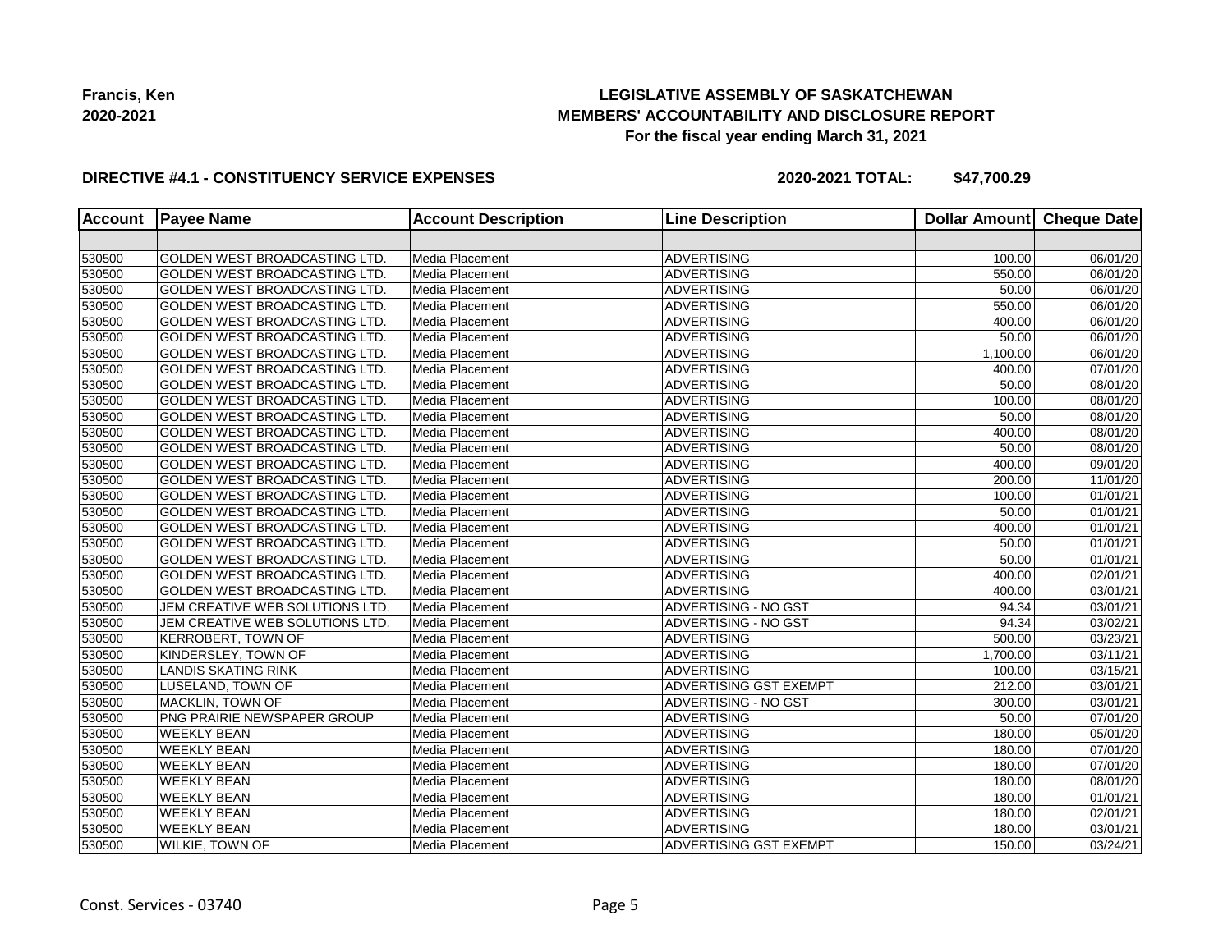Francis, Ken
2020-2021

**LEGISLATIVE ASSEMBLY OF SASKATCHEWAN**
**MEMBERS' ACCOUNTABILITY AND DISCLOSURE REPORT**
**For the fiscal year ending March 31, 2021**

**DIRECTIVE #4.1 - CONSTITUENCY SERVICE EXPENSES** **2020-2021 TOTAL: $47,700.29**

| Account | Payee Name | Account Description | Line Description | Dollar Amount | Cheque Date |
|---|---|---|---|---|---|
| | | | | | |
| 530500 | GOLDEN WEST BROADCASTING LTD. | Media Placement | ADVERTISING | 100.00 | 06/01/20 |
| 530500 | GOLDEN WEST BROADCASTING LTD. | Media Placement | ADVERTISING | 550.00 | 06/01/20 |
| 530500 | GOLDEN WEST BROADCASTING LTD. | Media Placement | ADVERTISING | 50.00 | 06/01/20 |
| 530500 | GOLDEN WEST BROADCASTING LTD. | Media Placement | ADVERTISING | 550.00 | 06/01/20 |
| 530500 | GOLDEN WEST BROADCASTING LTD. | Media Placement | ADVERTISING | 400.00 | 06/01/20 |
| 530500 | GOLDEN WEST BROADCASTING LTD. | Media Placement | ADVERTISING | 50.00 | 06/01/20 |
| 530500 | GOLDEN WEST BROADCASTING LTD. | Media Placement | ADVERTISING | 1,100.00 | 06/01/20 |
| 530500 | GOLDEN WEST BROADCASTING LTD. | Media Placement | ADVERTISING | 400.00 | 07/01/20 |
| 530500 | GOLDEN WEST BROADCASTING LTD. | Media Placement | ADVERTISING | 50.00 | 08/01/20 |
| 530500 | GOLDEN WEST BROADCASTING LTD. | Media Placement | ADVERTISING | 100.00 | 08/01/20 |
| 530500 | GOLDEN WEST BROADCASTING LTD. | Media Placement | ADVERTISING | 50.00 | 08/01/20 |
| 530500 | GOLDEN WEST BROADCASTING LTD. | Media Placement | ADVERTISING | 400.00 | 08/01/20 |
| 530500 | GOLDEN WEST BROADCASTING LTD. | Media Placement | ADVERTISING | 50.00 | 08/01/20 |
| 530500 | GOLDEN WEST BROADCASTING LTD. | Media Placement | ADVERTISING | 400.00 | 09/01/20 |
| 530500 | GOLDEN WEST BROADCASTING LTD. | Media Placement | ADVERTISING | 200.00 | 11/01/20 |
| 530500 | GOLDEN WEST BROADCASTING LTD. | Media Placement | ADVERTISING | 100.00 | 01/01/21 |
| 530500 | GOLDEN WEST BROADCASTING LTD. | Media Placement | ADVERTISING | 50.00 | 01/01/21 |
| 530500 | GOLDEN WEST BROADCASTING LTD. | Media Placement | ADVERTISING | 400.00 | 01/01/21 |
| 530500 | GOLDEN WEST BROADCASTING LTD. | Media Placement | ADVERTISING | 50.00 | 01/01/21 |
| 530500 | GOLDEN WEST BROADCASTING LTD. | Media Placement | ADVERTISING | 50.00 | 01/01/21 |
| 530500 | GOLDEN WEST BROADCASTING LTD. | Media Placement | ADVERTISING | 400.00 | 02/01/21 |
| 530500 | GOLDEN WEST BROADCASTING LTD. | Media Placement | ADVERTISING | 400.00 | 03/01/21 |
| 530500 | JEM CREATIVE WEB SOLUTIONS LTD. | Media Placement | ADVERTISING - NO GST | 94.34 | 03/01/21 |
| 530500 | JEM CREATIVE WEB SOLUTIONS LTD. | Media Placement | ADVERTISING - NO GST | 94.34 | 03/02/21 |
| 530500 | KERROBERT, TOWN OF | Media Placement | ADVERTISING | 500.00 | 03/23/21 |
| 530500 | KINDERSLEY, TOWN OF | Media Placement | ADVERTISING | 1,700.00 | 03/11/21 |
| 530500 | LANDIS SKATING RINK | Media Placement | ADVERTISING | 100.00 | 03/15/21 |
| 530500 | LUSELAND, TOWN OF | Media Placement | ADVERTISING GST EXEMPT | 212.00 | 03/01/21 |
| 530500 | MACKLIN, TOWN OF | Media Placement | ADVERTISING - NO GST | 300.00 | 03/01/21 |
| 530500 | PNG PRAIRIE NEWSPAPER GROUP | Media Placement | ADVERTISING | 50.00 | 07/01/20 |
| 530500 | WEEKLY BEAN | Media Placement | ADVERTISING | 180.00 | 05/01/20 |
| 530500 | WEEKLY BEAN | Media Placement | ADVERTISING | 180.00 | 07/01/20 |
| 530500 | WEEKLY BEAN | Media Placement | ADVERTISING | 180.00 | 07/01/20 |
| 530500 | WEEKLY BEAN | Media Placement | ADVERTISING | 180.00 | 08/01/20 |
| 530500 | WEEKLY BEAN | Media Placement | ADVERTISING | 180.00 | 01/01/21 |
| 530500 | WEEKLY BEAN | Media Placement | ADVERTISING | 180.00 | 02/01/21 |
| 530500 | WEEKLY BEAN | Media Placement | ADVERTISING | 180.00 | 03/01/21 |
| 530500 | WILKIE, TOWN OF | Media Placement | ADVERTISING GST EXEMPT | 150.00 | 03/24/21 |

Const. Services - 03740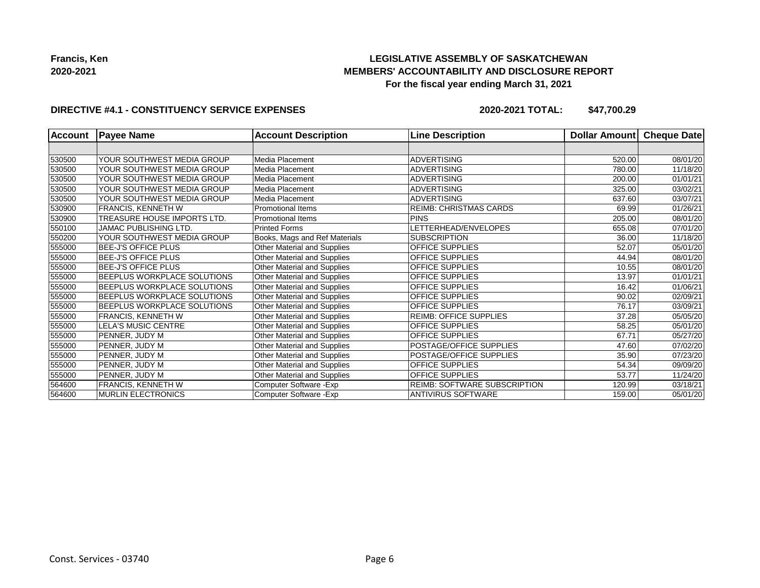**Francis, Ken**
**2020-2021**

# LEGISLATIVE ASSEMBLY OF SASKATCHEWAN
## MEMBERS' ACCOUNTABILITY AND DISCLOSURE REPORT
### For the fiscal year ending March 31, 2021

**DIRECTIVE #4.1 - CONSTITUENCY SERVICE EXPENSES** **2020-2021 TOTAL: $47,700.29**

| Account | Payee Name | Account Description | Line Description | Dollar Amount | Cheque Date |
|---|---|---|---|---|---|
| | | | | | |
| 530500 | YOUR SOUTHWEST MEDIA GROUP | Media Placement | ADVERTISING | 520.00 | 08/01/20 |
| 530500 | YOUR SOUTHWEST MEDIA GROUP | Media Placement | ADVERTISING | 780.00 | 11/18/20 |
| 530500 | YOUR SOUTHWEST MEDIA GROUP | Media Placement | ADVERTISING | 200.00 | 01/01/21 |
| 530500 | YOUR SOUTHWEST MEDIA GROUP | Media Placement | ADVERTISING | 325.00 | 03/02/21 |
| 530500 | YOUR SOUTHWEST MEDIA GROUP | Media Placement | ADVERTISING | 637.60 | 03/07/21 |
| 530900 | FRANCIS, KENNETH W | Promotional Items | REIMB: CHRISTMAS CARDS | 69.99 | 01/26/21 |
| 530900 | TREASURE HOUSE IMPORTS LTD. | Promotional Items | PINS | 205.00 | 08/01/20 |
| 550100 | JAMAC PUBLISHING LTD. | Printed Forms | LETTERHEAD/ENVELOPES | 655.08 | 07/01/20 |
| 550200 | YOUR SOUTHWEST MEDIA GROUP | Books, Mags and Ref Materials | SUBSCRIPTION | 36.00 | 11/18/20 |
| 555000 | BEE-J'S OFFICE PLUS | Other Material and Supplies | OFFICE SUPPLIES | 52.07 | 05/01/20 |
| 555000 | BEE-J'S OFFICE PLUS | Other Material and Supplies | OFFICE SUPPLIES | 44.94 | 08/01/20 |
| 555000 | BEE-J'S OFFICE PLUS | Other Material and Supplies | OFFICE SUPPLIES | 10.55 | 08/01/20 |
| 555000 | BEEPLUS WORKPLACE SOLUTIONS | Other Material and Supplies | OFFICE SUPPLIES | 13.97 | 01/01/21 |
| 555000 | BEEPLUS WORKPLACE SOLUTIONS | Other Material and Supplies | OFFICE SUPPLIES | 16.42 | 01/06/21 |
| 555000 | BEEPLUS WORKPLACE SOLUTIONS | Other Material and Supplies | OFFICE SUPPLIES | 90.02 | 02/09/21 |
| 555000 | BEEPLUS WORKPLACE SOLUTIONS | Other Material and Supplies | OFFICE SUPPLIES | 76.17 | 03/09/21 |
| 555000 | FRANCIS, KENNETH W | Other Material and Supplies | REIMB: OFFICE SUPPLIES | 37.28 | 05/05/20 |
| 555000 | LELA'S MUSIC CENTRE | Other Material and Supplies | OFFICE SUPPLIES | 58.25 | 05/01/20 |
| 555000 | PENNER, JUDY M | Other Material and Supplies | OFFICE SUPPLIES | 67.71 | 05/27/20 |
| 555000 | PENNER, JUDY M | Other Material and Supplies | POSTAGE/OFFICE SUPPLIES | 47.60 | 07/02/20 |
| 555000 | PENNER, JUDY M | Other Material and Supplies | POSTAGE/OFFICE SUPPLIES | 35.90 | 07/23/20 |
| 555000 | PENNER, JUDY M | Other Material and Supplies | OFFICE SUPPLIES | 54.34 | 09/09/20 |
| 555000 | PENNER, JUDY M | Other Material and Supplies | OFFICE SUPPLIES | 53.77 | 11/24/20 |
| 564600 | FRANCIS, KENNETH W | Computer Software -Exp | REIMB: SOFTWARE SUBSCRIPTION | 120.99 | 03/18/21 |
| 564600 | MURLIN ELECTRONICS | Computer Software -Exp | ANTIVIRUS SOFTWARE | 159.00 | 05/01/20 |

Const. Services - 03740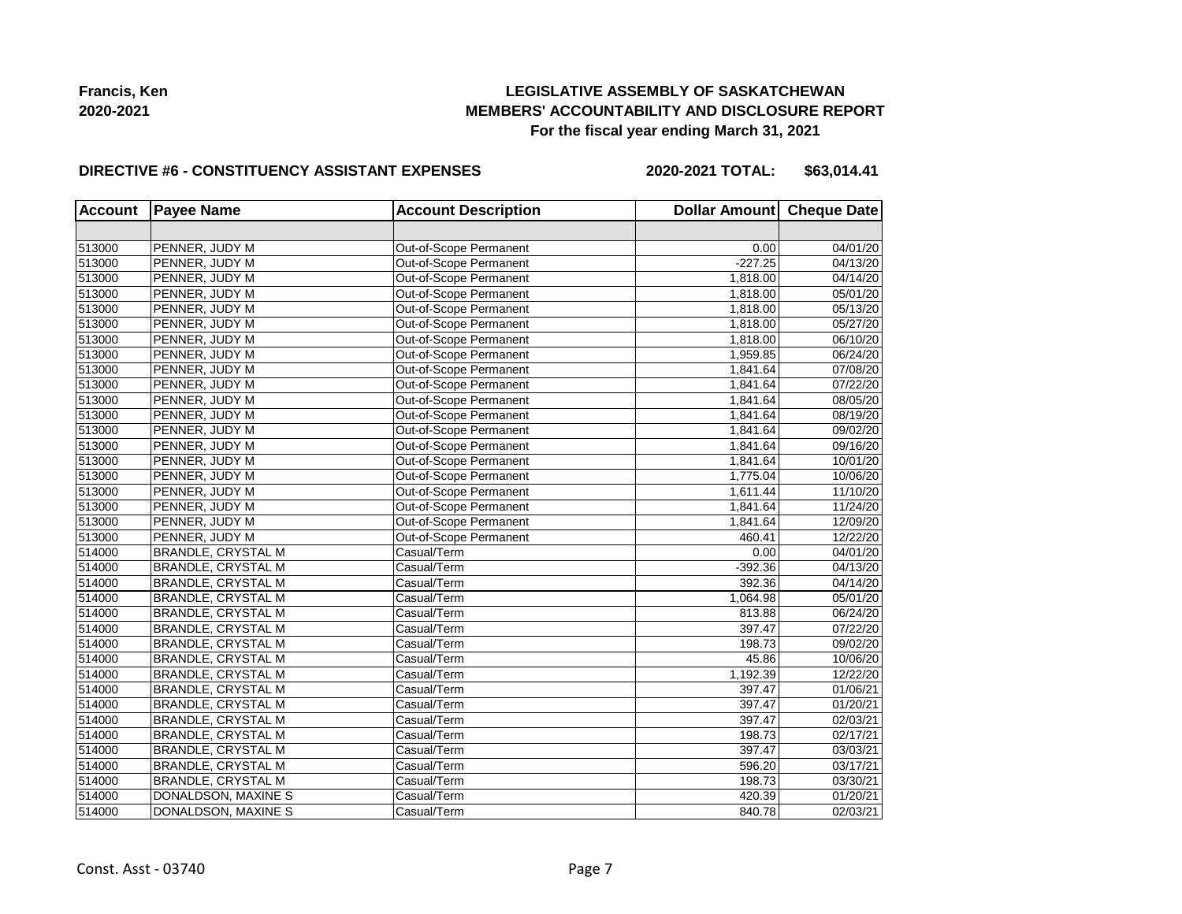**Francis, Ken**
**2020-2021**

**LEGISLATIVE ASSEMBLY OF SASKATCHEWAN**
**MEMBERS' ACCOUNTABILITY AND DISCLOSURE REPORT**
**For the fiscal year ending March 31, 2021**

**DIRECTIVE #6 - CONSTITUENCY ASSISTANT EXPENSES** **2020-2021 TOTAL: $63,014.41**

| Account | Payee Name | Account Description | Dollar Amount | Cheque Date |
|---|---|---|---|---|
| | | | | |
| 513000 | PENNER, JUDY M | Out-of-Scope Permanent | 0.00 | 04/01/20 |
| 513000 | PENNER, JUDY M | Out-of-Scope Permanent | -227.25 | 04/13/20 |
| 513000 | PENNER, JUDY M | Out-of-Scope Permanent | 1,818.00 | 04/14/20 |
| 513000 | PENNER, JUDY M | Out-of-Scope Permanent | 1,818.00 | 05/01/20 |
| 513000 | PENNER, JUDY M | Out-of-Scope Permanent | 1,818.00 | 05/13/20 |
| 513000 | PENNER, JUDY M | Out-of-Scope Permanent | 1,818.00 | 05/27/20 |
| 513000 | PENNER, JUDY M | Out-of-Scope Permanent | 1,818.00 | 06/10/20 |
| 513000 | PENNER, JUDY M | Out-of-Scope Permanent | 1,959.85 | 06/24/20 |
| 513000 | PENNER, JUDY M | Out-of-Scope Permanent | 1,841.64 | 07/08/20 |
| 513000 | PENNER, JUDY M | Out-of-Scope Permanent | 1,841.64 | 07/22/20 |
| 513000 | PENNER, JUDY M | Out-of-Scope Permanent | 1,841.64 | 08/05/20 |
| 513000 | PENNER, JUDY M | Out-of-Scope Permanent | 1,841.64 | 08/19/20 |
| 513000 | PENNER, JUDY M | Out-of-Scope Permanent | 1,841.64 | 09/02/20 |
| 513000 | PENNER, JUDY M | Out-of-Scope Permanent | 1,841.64 | 09/16/20 |
| 513000 | PENNER, JUDY M | Out-of-Scope Permanent | 1,841.64 | 10/01/20 |
| 513000 | PENNER, JUDY M | Out-of-Scope Permanent | 1,775.04 | 10/06/20 |
| 513000 | PENNER, JUDY M | Out-of-Scope Permanent | 1,611.44 | 11/10/20 |
| 513000 | PENNER, JUDY M | Out-of-Scope Permanent | 1,841.64 | 11/24/20 |
| 513000 | PENNER, JUDY M | Out-of-Scope Permanent | 1,841.64 | 12/09/20 |
| 513000 | PENNER, JUDY M | Out-of-Scope Permanent | 460.41 | 12/22/20 |
| 514000 | BRANDLE, CRYSTAL M | Casual/Term | 0.00 | 04/01/20 |
| 514000 | BRANDLE, CRYSTAL M | Casual/Term | -392.36 | 04/13/20 |
| 514000 | BRANDLE, CRYSTAL M | Casual/Term | 392.36 | 04/14/20 |
| 514000 | BRANDLE, CRYSTAL M | Casual/Term | 1,064.98 | 05/01/20 |
| 514000 | BRANDLE, CRYSTAL M | Casual/Term | 813.88 | 06/24/20 |
| 514000 | BRANDLE, CRYSTAL M | Casual/Term | 397.47 | 07/22/20 |
| 514000 | BRANDLE, CRYSTAL M | Casual/Term | 198.73 | 09/02/20 |
| 514000 | BRANDLE, CRYSTAL M | Casual/Term | 45.86 | 10/06/20 |
| 514000 | BRANDLE, CRYSTAL M | Casual/Term | 1,192.39 | 12/22/20 |
| 514000 | BRANDLE, CRYSTAL M | Casual/Term | 397.47 | 01/06/21 |
| 514000 | BRANDLE, CRYSTAL M | Casual/Term | 397.47 | 01/20/21 |
| 514000 | BRANDLE, CRYSTAL M | Casual/Term | 397.47 | 02/03/21 |
| 514000 | BRANDLE, CRYSTAL M | Casual/Term | 198.73 | 02/17/21 |
| 514000 | BRANDLE, CRYSTAL M | Casual/Term | 397.47 | 03/03/21 |
| 514000 | BRANDLE, CRYSTAL M | Casual/Term | 596.20 | 03/17/21 |
| 514000 | BRANDLE, CRYSTAL M | Casual/Term | 198.73 | 03/30/21 |
| 514000 | DONALDSON, MAXINE S | Casual/Term | 420.39 | 01/20/21 |
| 514000 | DONALDSON, MAXINE S | Casual/Term | 840.78 | 02/03/21 |

Const. Asst - 03740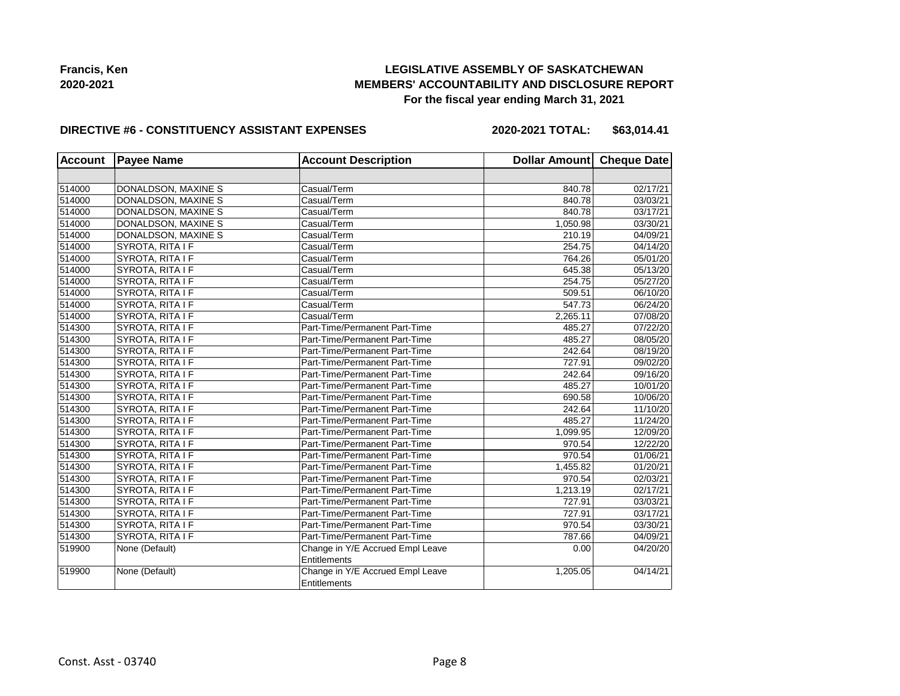**Francis, Ken**
**2020-2021**

**LEGISLATIVE ASSEMBLY OF SASKATCHEWAN**
**MEMBERS' ACCOUNTABILITY AND DISCLOSURE REPORT**
**For the fiscal year ending March 31, 2021**

**DIRECTIVE #6 - CONSTITUENCY ASSISTANT EXPENSES** **2020-2021 TOTAL: $63,014.41**

| Account | Payee Name | Account Description | Dollar Amount | Cheque Date |
|---|---|---|---|---|
| | | | | |
| 514000 | DONALDSON, MAXINE S | Casual/Term | 840.78 | 02/17/21 |
| 514000 | DONALDSON, MAXINE S | Casual/Term | 840.78 | 03/03/21 |
| 514000 | DONALDSON, MAXINE S | Casual/Term | 840.78 | 03/17/21 |
| 514000 | DONALDSON, MAXINE S | Casual/Term | 1,050.98 | 03/30/21 |
| 514000 | DONALDSON, MAXINE S | Casual/Term | 210.19 | 04/09/21 |
| 514000 | SYROTA, RITA I F | Casual/Term | 254.75 | 04/14/20 |
| 514000 | SYROTA, RITA I F | Casual/Term | 764.26 | 05/01/20 |
| 514000 | SYROTA, RITA I F | Casual/Term | 645.38 | 05/13/20 |
| 514000 | SYROTA, RITA I F | Casual/Term | 254.75 | 05/27/20 |
| 514000 | SYROTA, RITA I F | Casual/Term | 509.51 | 06/10/20 |
| 514000 | SYROTA, RITA I F | Casual/Term | 547.73 | 06/24/20 |
| 514000 | SYROTA, RITA I F | Casual/Term | 2,265.11 | 07/08/20 |
| 514300 | SYROTA, RITA I F | Part-Time/Permanent Part-Time | 485.27 | 07/22/20 |
| 514300 | SYROTA, RITA I F | Part-Time/Permanent Part-Time | 485.27 | 08/05/20 |
| 514300 | SYROTA, RITA I F | Part-Time/Permanent Part-Time | 242.64 | 08/19/20 |
| 514300 | SYROTA, RITA I F | Part-Time/Permanent Part-Time | 727.91 | 09/02/20 |
| 514300 | SYROTA, RITA I F | Part-Time/Permanent Part-Time | 242.64 | 09/16/20 |
| 514300 | SYROTA, RITA I F | Part-Time/Permanent Part-Time | 485.27 | 10/01/20 |
| 514300 | SYROTA, RITA I F | Part-Time/Permanent Part-Time | 690.58 | 10/06/20 |
| 514300 | SYROTA, RITA I F | Part-Time/Permanent Part-Time | 242.64 | 11/10/20 |
| 514300 | SYROTA, RITA I F | Part-Time/Permanent Part-Time | 485.27 | 11/24/20 |
| 514300 | SYROTA, RITA I F | Part-Time/Permanent Part-Time | 1,099.95 | 12/09/20 |
| 514300 | SYROTA, RITA I F | Part-Time/Permanent Part-Time | 970.54 | 12/22/20 |
| 514300 | SYROTA, RITA I F | Part-Time/Permanent Part-Time | 970.54 | 01/06/21 |
| 514300 | SYROTA, RITA I F | Part-Time/Permanent Part-Time | 1,455.82 | 01/20/21 |
| 514300 | SYROTA, RITA I F | Part-Time/Permanent Part-Time | 970.54 | 02/03/21 |
| 514300 | SYROTA, RITA I F | Part-Time/Permanent Part-Time | 1,213.19 | 02/17/21 |
| 514300 | SYROTA, RITA I F | Part-Time/Permanent Part-Time | 727.91 | 03/03/21 |
| 514300 | SYROTA, RITA I F | Part-Time/Permanent Part-Time | 727.91 | 03/17/21 |
| 514300 | SYROTA, RITA I F | Part-Time/Permanent Part-Time | 970.54 | 03/30/21 |
| 514300 | SYROTA, RITA I F | Part-Time/Permanent Part-Time | 787.66 | 04/09/21 |
| 519900 | None (Default) | Change in Y/E Accrued Empl Leave Entitlements | 0.00 | 04/20/20 |
| 519900 | None (Default) | Change in Y/E Accrued Empl Leave Entitlements | 1,205.05 | 04/14/21 |

Const. Asst - 03740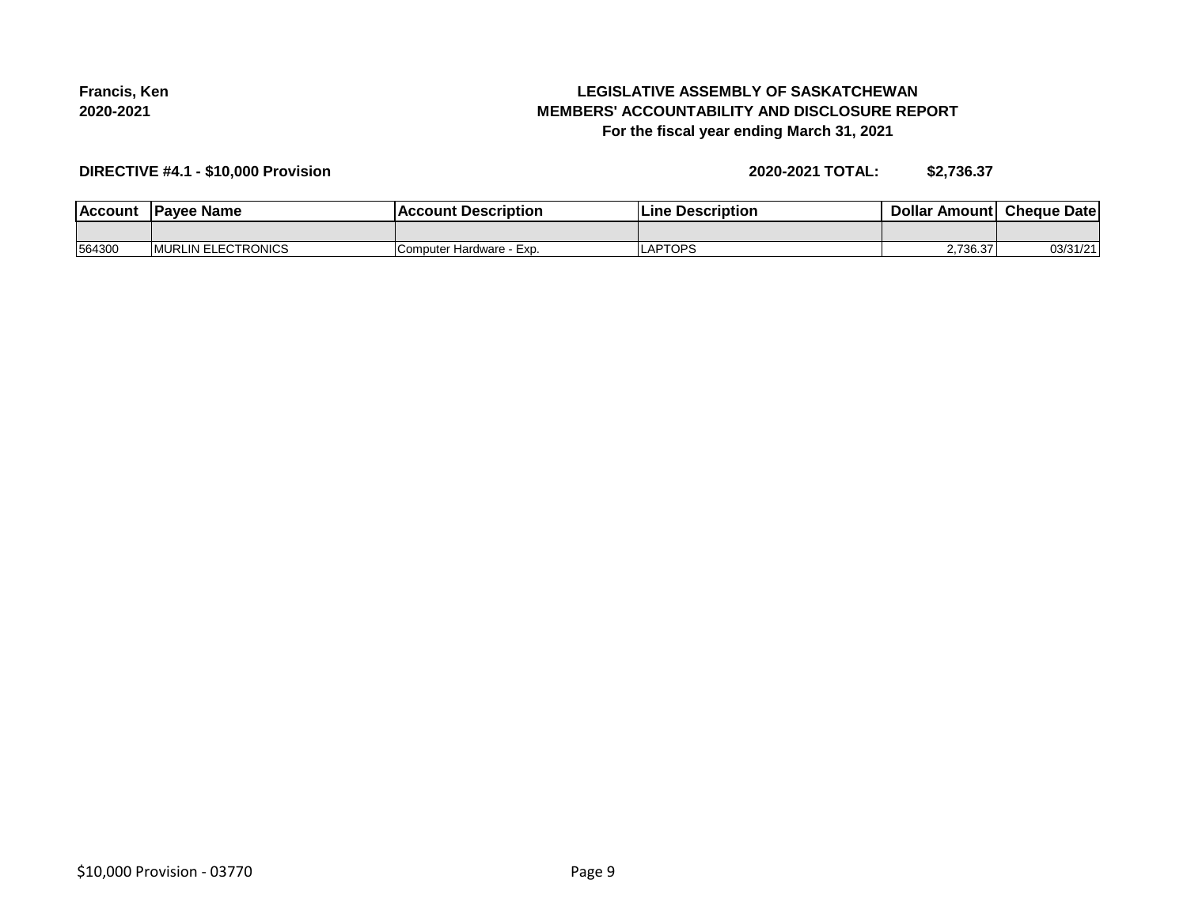**Francis, Ken**
**2020-2021**

**LEGISLATIVE ASSEMBLY OF SASKATCHEWAN**
**MEMBERS' ACCOUNTABILITY AND DISCLOSURE REPORT**
**For the fiscal year ending March 31, 2021**

**DIRECTIVE #4.1 - $10,000 Provision** **2020-2021 TOTAL: $2,736.37**

| Account | Payee Name | Account Description | Line Description | Dollar Amount | Cheque Date |
|---|---|---|---|---|---|
| | | | | | |
| 564300 | MURLIN ELECTRONICS | Computer Hardware - Exp. | LAPTOPS | 2,736.37 | 03/31/21 |

$10,000 Provision - 03770